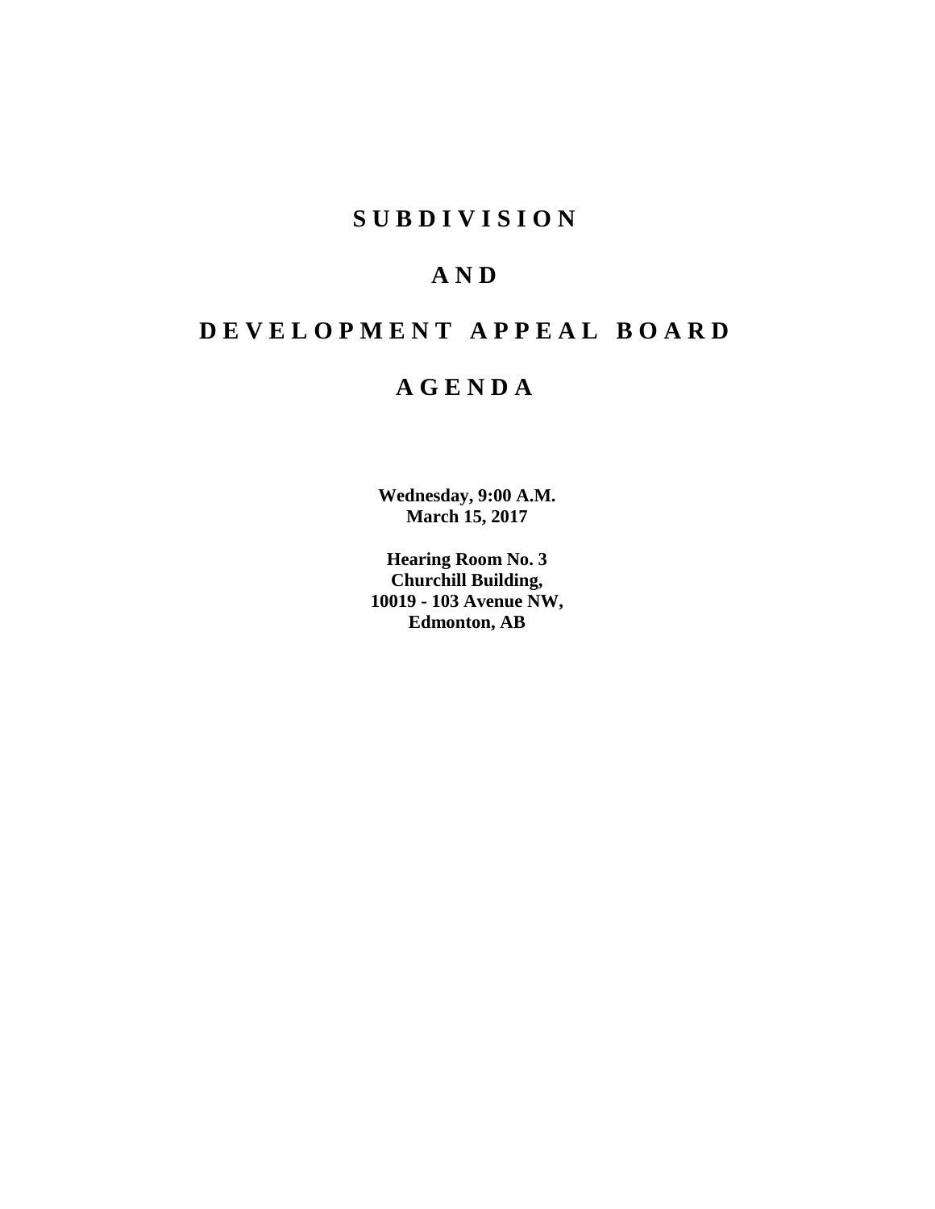# SUBDIVISION

# AND

# DEVELOPMENT APPEAL BOARD

# AGENDA

**Wednesday, 9:00 A.M.**
**March 15, 2017**

**Hearing Room No. 3**
**Churchill Building,**
**10019 - 103 Avenue NW,**
**Edmonton, AB**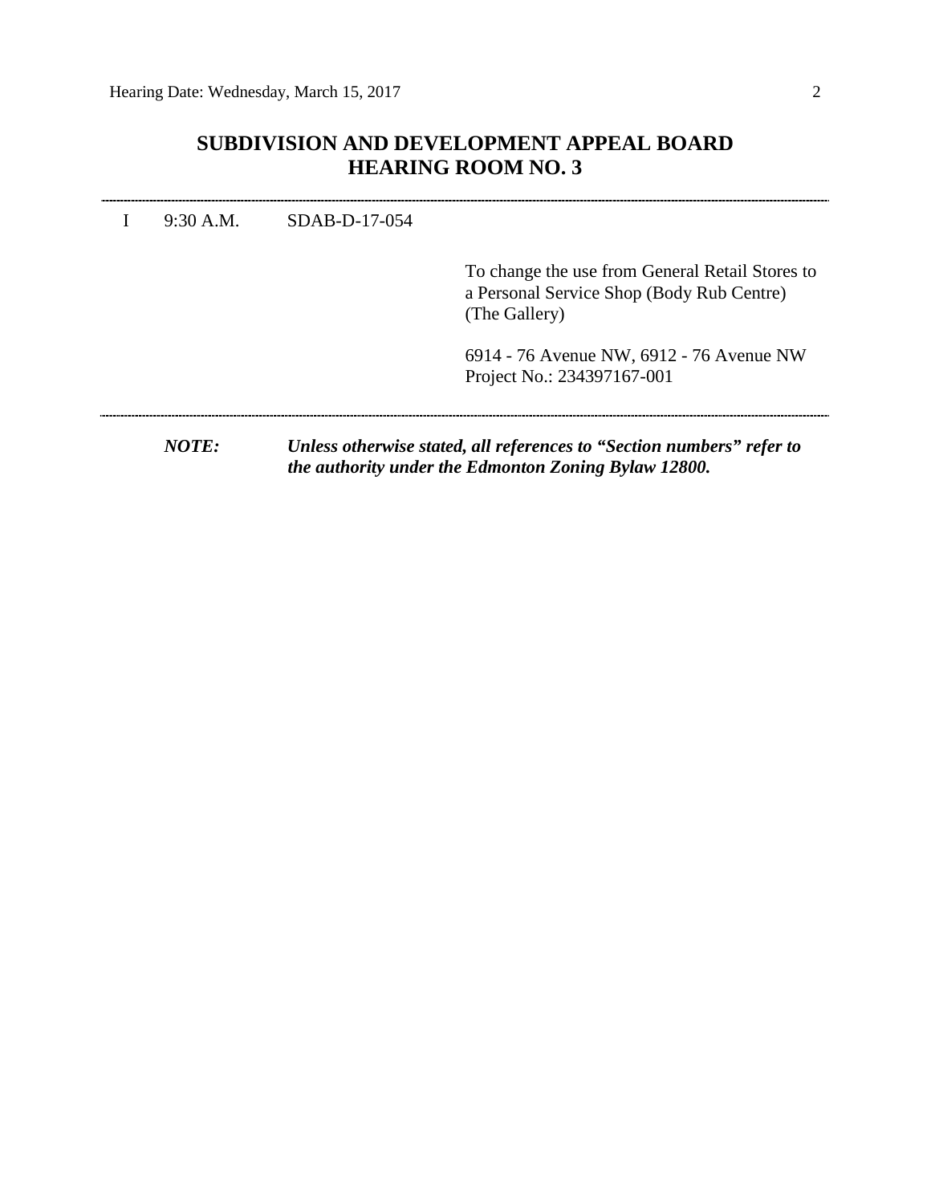## SUBDIVISION AND DEVELOPMENT APPEAL BOARD
## HEARING ROOM NO. 3

---

I 9:30 A.M. SDAB-D-17-054

To change the use from General Retail Stores to a Personal Service Shop (Body Rub Centre) (The Gallery)

6914 - 76 Avenue NW, 6912 - 76 Avenue NW
Project No.: 234397167-001

---

***NOTE:*** ***Unless otherwise stated, all references to "Section numbers" refer to the authority under the Edmonton Zoning Bylaw 12800.***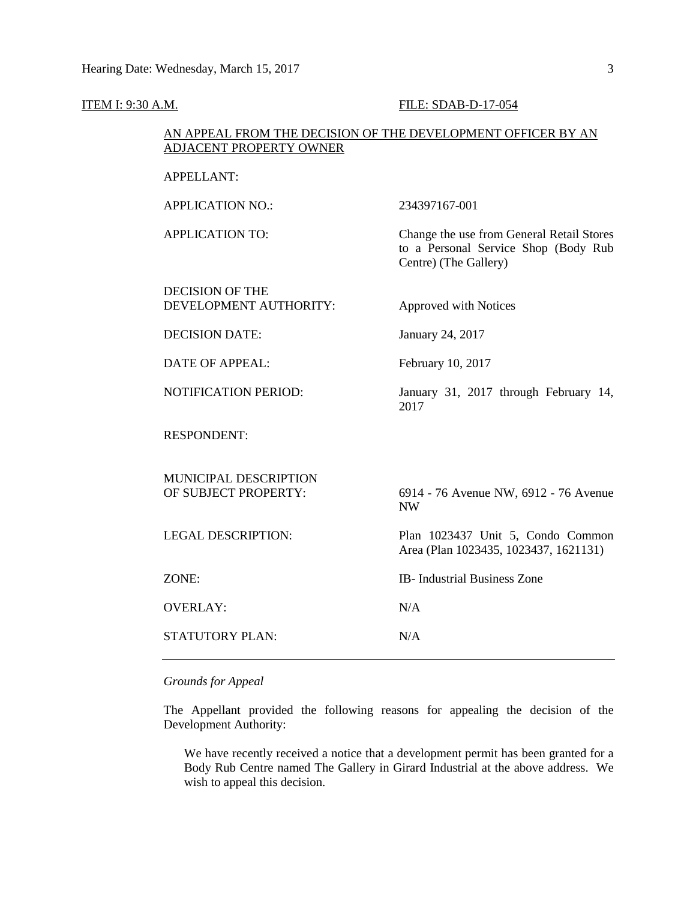ITEM I: 9:30 A.M. FILE: SDAB-D-17-054

AN APPEAL FROM THE DECISION OF THE DEVELOPMENT OFFICER BY AN ADJACENT PROPERTY OWNER

| | |
|---|---|
| APPELLANT: | |
| APPLICATION NO.: | 234397167-001 |
| APPLICATION TO: | Change the use from General Retail Stores to a Personal Service Shop (Body Rub Centre) (The Gallery) |
| DECISION OF THE DEVELOPMENT AUTHORITY: | Approved with Notices |
| DECISION DATE: | January 24, 2017 |
| DATE OF APPEAL: | February 10, 2017 |
| NOTIFICATION PERIOD: | January 31, 2017 through February 14, 2017 |
| RESPONDENT: | |
| MUNICIPAL DESCRIPTION OF SUBJECT PROPERTY: | 6914 - 76 Avenue NW, 6912 - 76 Avenue NW |
| LEGAL DESCRIPTION: | Plan 1023437 Unit 5, Condo Common Area (Plan 1023435, 1023437, 1621131) |
| ZONE: | IB- Industrial Business Zone |
| OVERLAY: | N/A |
| STATUTORY PLAN: | N/A |

---

*Grounds for Appeal*

The Appellant provided the following reasons for appealing the decision of the Development Authority:

> We have recently received a notice that a development permit has been granted for a Body Rub Centre named The Gallery in Girard Industrial at the above address. We wish to appeal this decision.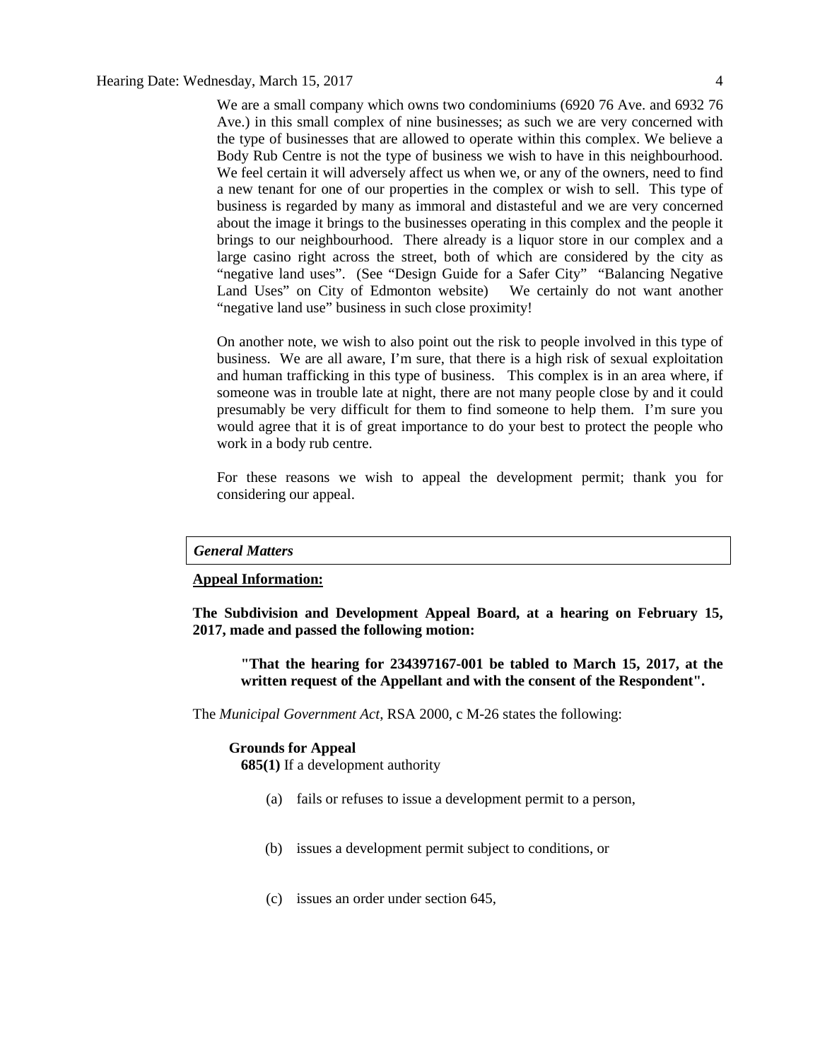We are a small company which owns two condominiums (6920 76 Ave. and 6932 76 Ave.) in this small complex of nine businesses; as such we are very concerned with the type of businesses that are allowed to operate within this complex. We believe a Body Rub Centre is not the type of business we wish to have in this neighbourhood. We feel certain it will adversely affect us when we, or any of the owners, need to find a new tenant for one of our properties in the complex or wish to sell. This type of business is regarded by many as immoral and distasteful and we are very concerned about the image it brings to the businesses operating in this complex and the people it brings to our neighbourhood. There already is a liquor store in our complex and a large casino right across the street, both of which are considered by the city as "negative land uses". (See "Design Guide for a Safer City" "Balancing Negative Land Uses" on City of Edmonton website) We certainly do not want another "negative land use" business in such close proximity!

On another note, we wish to also point out the risk to people involved in this type of business. We are all aware, I'm sure, that there is a high risk of sexual exploitation and human trafficking in this type of business. This complex is in an area where, if someone was in trouble late at night, there are not many people close by and it could presumably be very difficult for them to find someone to help them. I'm sure you would agree that it is of great importance to do your best to protect the people who work in a body rub centre.

For these reasons we wish to appeal the development permit; thank you for considering our appeal.

## *General Matters*

**Appeal Information:**

**The Subdivision and Development Appeal Board, at a hearing on February 15, 2017, made and passed the following motion:**

> **"That the hearing for 234397167-001 be tabled to March 15, 2017, at the written request of the Appellant and with the consent of the Respondent".**

The *Municipal Government Act*, RSA 2000, c M-26 states the following:

**Grounds for Appeal**

**685(1)** If a development authority

(a) fails or refuses to issue a development permit to a person,

(b) issues a development permit subject to conditions, or

(c) issues an order under section 645,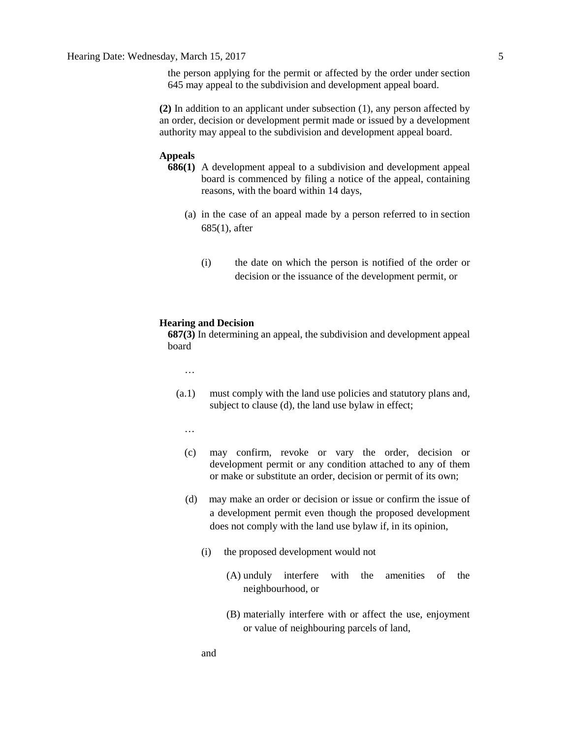the person applying for the permit or affected by the order under section 645 may appeal to the subdivision and development appeal board.

**(2)** In addition to an applicant under subsection (1), any person affected by an order, decision or development permit made or issued by a development authority may appeal to the subdivision and development appeal board.

**Appeals**

**686(1)** A development appeal to a subdivision and development appeal board is commenced by filing a notice of the appeal, containing reasons, with the board within 14 days,

(a) in the case of an appeal made by a person referred to in section 685(1), after

(i) the date on which the person is notified of the order or decision or the issuance of the development permit, or

**Hearing and Decision**

**687(3)** In determining an appeal, the subdivision and development appeal board

…

(a.1) must comply with the land use policies and statutory plans and, subject to clause (d), the land use bylaw in effect;

…

(c) may confirm, revoke or vary the order, decision or development permit or any condition attached to any of them or make or substitute an order, decision or permit of its own;

(d) may make an order or decision or issue or confirm the issue of a development permit even though the proposed development does not comply with the land use bylaw if, in its opinion,

(i) the proposed development would not

(A) unduly interfere with the amenities of the neighbourhood, or

(B) materially interfere with or affect the use, enjoyment or value of neighbouring parcels of land,

and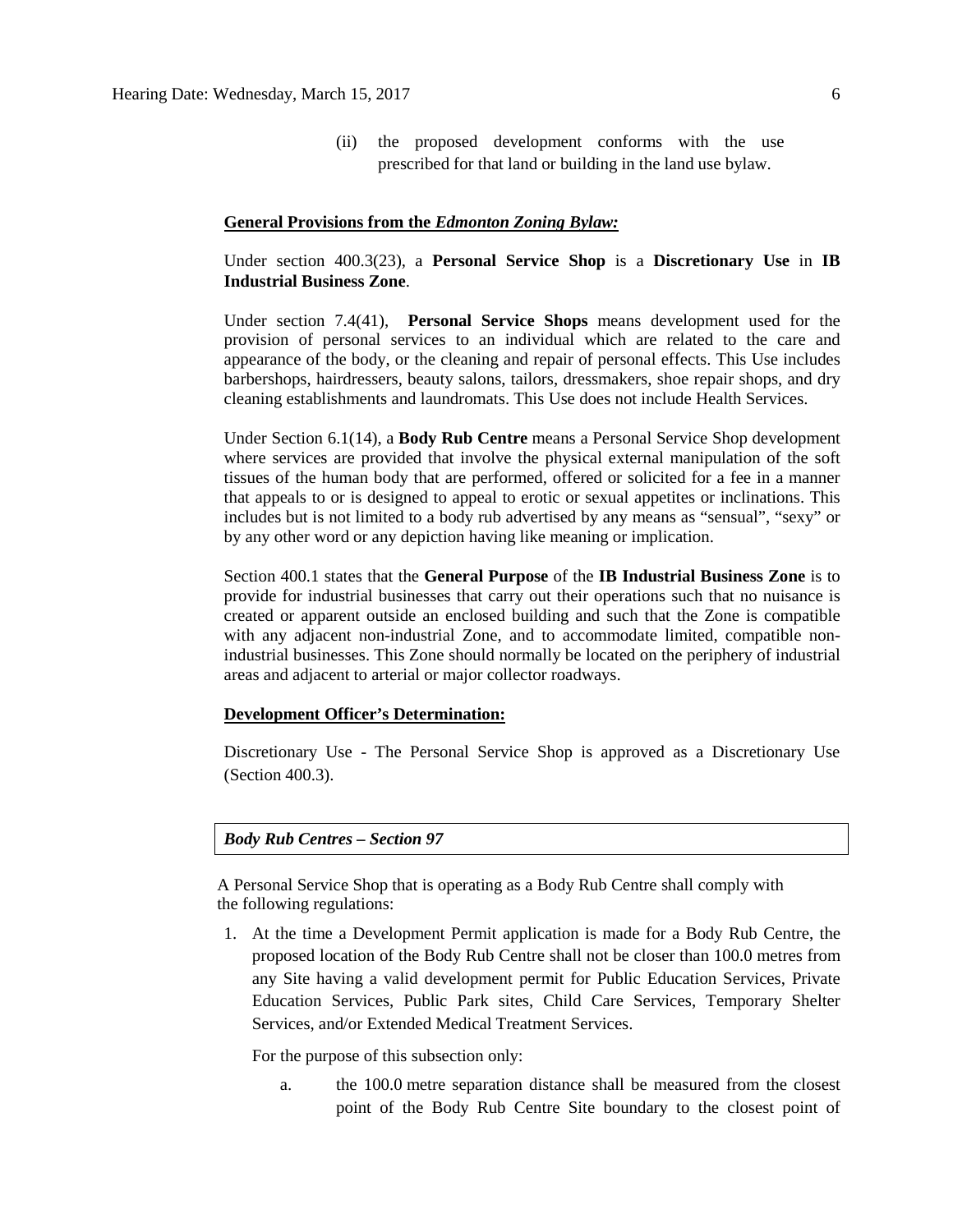(ii) the proposed development conforms with the use prescribed for that land or building in the land use bylaw.

**General Provisions from the *Edmonton Zoning Bylaw:***

Under section 400.3(23), a **Personal Service Shop** is a **Discretionary Use** in **IB Industrial Business Zone**.

Under section 7.4(41), **Personal Service Shops** means development used for the provision of personal services to an individual which are related to the care and appearance of the body, or the cleaning and repair of personal effects. This Use includes barbershops, hairdressers, beauty salons, tailors, dressmakers, shoe repair shops, and dry cleaning establishments and laundromats. This Use does not include Health Services.

Under Section 6.1(14), a **Body Rub Centre** means a Personal Service Shop development where services are provided that involve the physical external manipulation of the soft tissues of the human body that are performed, offered or solicited for a fee in a manner that appeals to or is designed to appeal to erotic or sexual appetites or inclinations. This includes but is not limited to a body rub advertised by any means as "sensual", "sexy" or by any other word or any depiction having like meaning or implication.

Section 400.1 states that the **General Purpose** of the **IB Industrial Business Zone** is to provide for industrial businesses that carry out their operations such that no nuisance is created or apparent outside an enclosed building and such that the Zone is compatible with any adjacent non-industrial Zone, and to accommodate limited, compatible non-industrial businesses. This Zone should normally be located on the periphery of industrial areas and adjacent to arterial or major collector roadways.

**Development Officer's Determination:**

Discretionary Use - The Personal Service Shop is approved as a Discretionary Use (Section 400.3).

***Body Rub Centres – Section 97***

A Personal Service Shop that is operating as a Body Rub Centre shall comply with the following regulations:

1. At the time a Development Permit application is made for a Body Rub Centre, the proposed location of the Body Rub Centre shall not be closer than 100.0 metres from any Site having a valid development permit for Public Education Services, Private Education Services, Public Park sites, Child Care Services, Temporary Shelter Services, and/or Extended Medical Treatment Services.

   For the purpose of this subsection only:

   a. the 100.0 metre separation distance shall be measured from the closest point of the Body Rub Centre Site boundary to the closest point of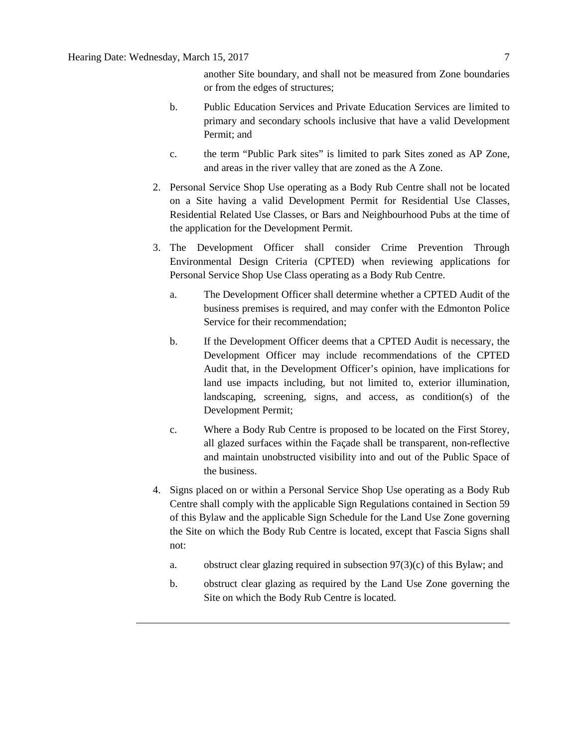another Site boundary, and shall not be measured from Zone boundaries or from the edges of structures;

b. Public Education Services and Private Education Services are limited to primary and secondary schools inclusive that have a valid Development Permit; and

c. the term "Public Park sites" is limited to park Sites zoned as AP Zone, and areas in the river valley that are zoned as the A Zone.

2. Personal Service Shop Use operating as a Body Rub Centre shall not be located on a Site having a valid Development Permit for Residential Use Classes, Residential Related Use Classes, or Bars and Neighbourhood Pubs at the time of the application for the Development Permit.

3. The Development Officer shall consider Crime Prevention Through Environmental Design Criteria (CPTED) when reviewing applications for Personal Service Shop Use Class operating as a Body Rub Centre.

   a. The Development Officer shall determine whether a CPTED Audit of the business premises is required, and may confer with the Edmonton Police Service for their recommendation;

   b. If the Development Officer deems that a CPTED Audit is necessary, the Development Officer may include recommendations of the CPTED Audit that, in the Development Officer's opinion, have implications for land use impacts including, but not limited to, exterior illumination, landscaping, screening, signs, and access, as condition(s) of the Development Permit;

   c. Where a Body Rub Centre is proposed to be located on the First Storey, all glazed surfaces within the Façade shall be transparent, non-reflective and maintain unobstructed visibility into and out of the Public Space of the business.

4. Signs placed on or within a Personal Service Shop Use operating as a Body Rub Centre shall comply with the applicable Sign Regulations contained in Section 59 of this Bylaw and the applicable Sign Schedule for the Land Use Zone governing the Site on which the Body Rub Centre is located, except that Fascia Signs shall not:

   a. obstruct clear glazing required in subsection 97(3)(c) of this Bylaw; and

   b. obstruct clear glazing as required by the Land Use Zone governing the Site on which the Body Rub Centre is located.

---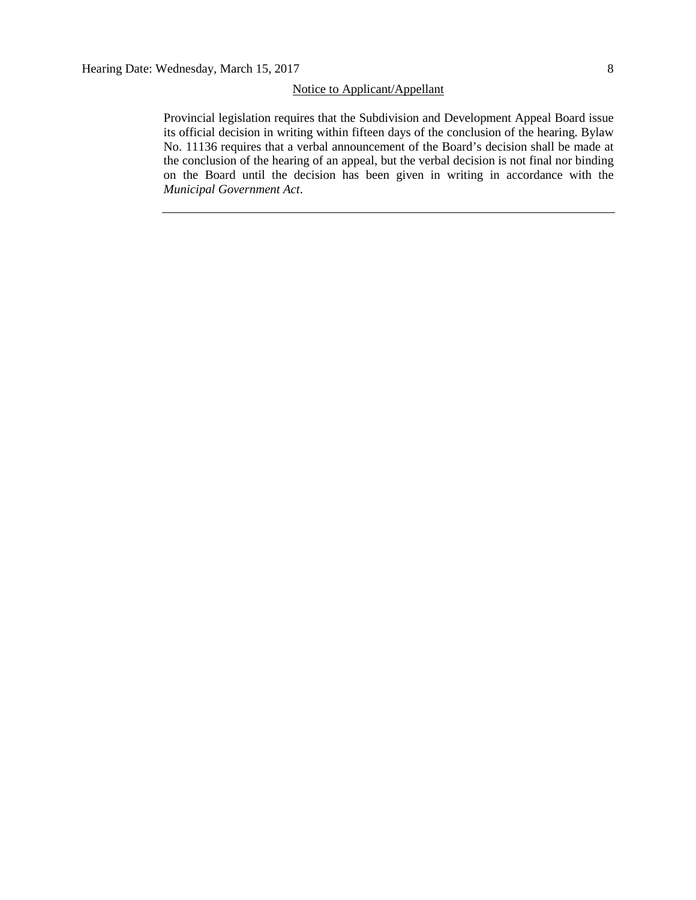Notice to Applicant/Appellant

Provincial legislation requires that the Subdivision and Development Appeal Board issue its official decision in writing within fifteen days of the conclusion of the hearing. Bylaw No. 11136 requires that a verbal announcement of the Board's decision shall be made at the conclusion of the hearing of an appeal, but the verbal decision is not final nor binding on the Board until the decision has been given in writing in accordance with the *Municipal Government Act*.

---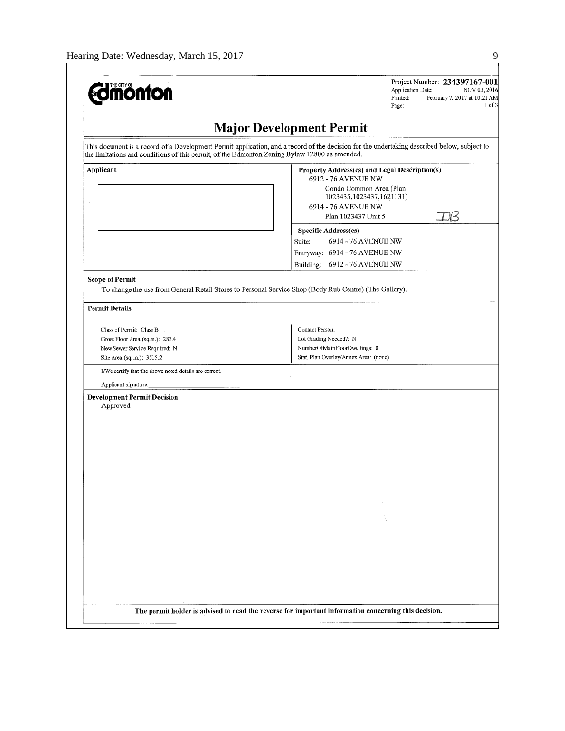**THE CITY OF Edmonton**

Project Number: **234397167-001**
Application Date: NOV 03, 2016
Printed: February 7, 2017 at 10:21 AM
Page: 1 of 3

# Major Development Permit

This document is a record of a Development Permit application, and a record of the decision for the undertaking described below, subject to the limitations and conditions of this permit, of the Edmonton Zoning Bylaw 12800 as amended.

| **Applicant** | **Property Address(es) and Legal Description(s)** |
|---|---|
| | 6912 - 76 AVENUE NW<br>Condo Common Area (Plan 1023435,1023437,1621131)<br>6914 - 76 AVENUE NW<br>Plan 1023437 Unit 5 |
| | **Specific Address(es)**<br>Suite: 6914 - 76 AVENUE NW<br>Entryway: 6914 - 76 AVENUE NW<br>Building: 6912 - 76 AVENUE NW |

IB

**Scope of Permit**

To change the use from General Retail Stores to Personal Service Shop (Body Rub Centre) (The Gallery).

**Permit Details**

| | |
|---|---|
| Class of Permit: Class B | Contact Person: |
| Gross Floor Area (sq.m.): 283.4 | Lot Grading Needed?: N |
| New Sewer Service Required: N | NumberOfMainFloorDwellings: 0 |
| Site Area (sq. m.): 3515.2 | Stat. Plan Overlay/Annex Area: (none) |

I/We certify that the above noted details are correct.

Applicant signature: ______________________________

**Development Permit Decision**

Approved

**The permit holder is advised to read the reverse for important information concerning this decision.**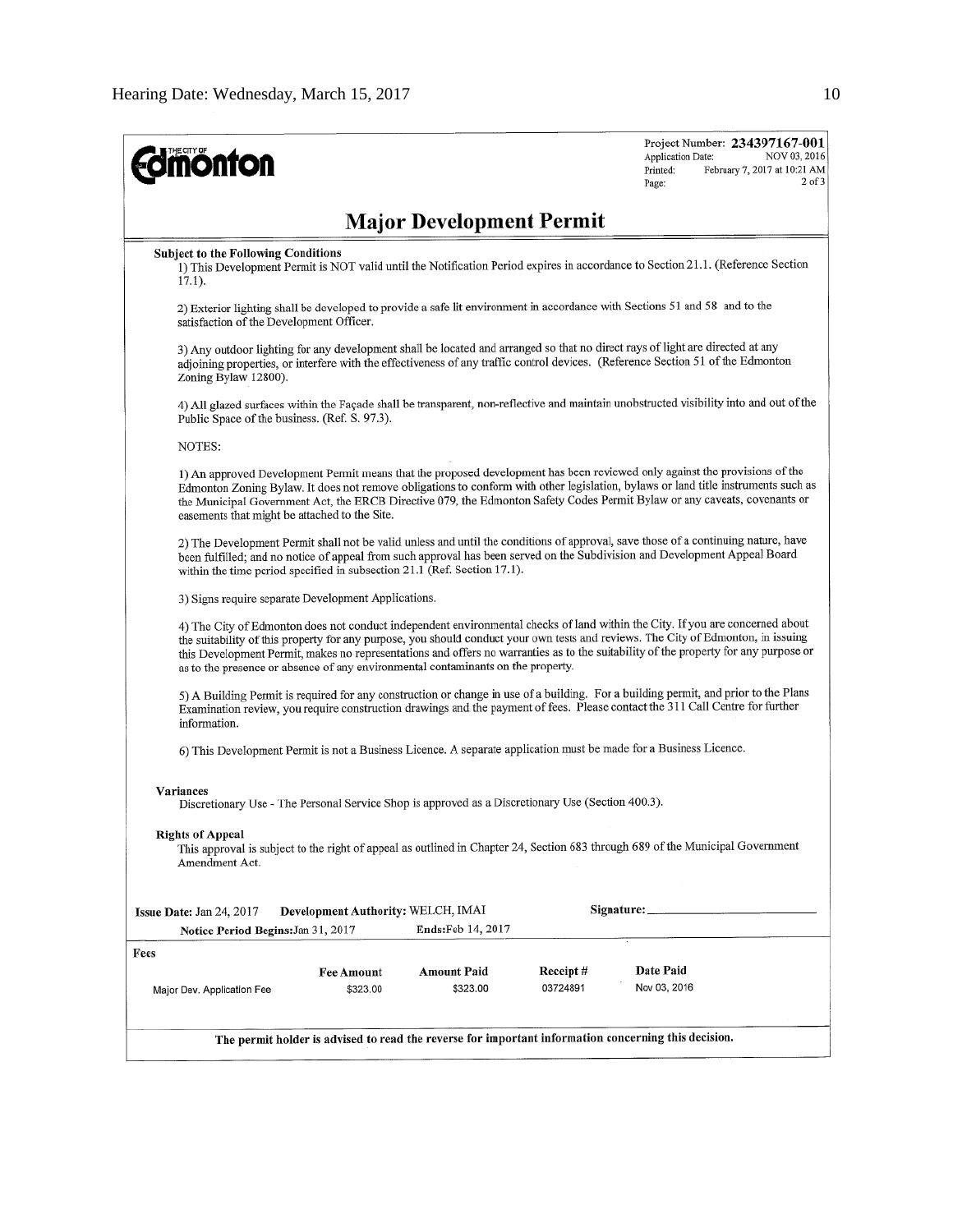**Edmonton**

Project Number: **234397167-001**
Application Date: NOV 03, 2016
Printed: February 7, 2017 at 10:21 AM
Page: 2 of 3

# Major Development Permit

**Subject to the Following Conditions**

1) This Development Permit is NOT valid until the Notification Period expires in accordance to Section 21.1. (Reference Section 17.1).

2) Exterior lighting shall be developed to provide a safe lit environment in accordance with Sections 51 and 58 and to the satisfaction of the Development Officer.

3) Any outdoor lighting for any development shall be located and arranged so that no direct rays of light are directed at any adjoining properties, or interfere with the effectiveness of any traffic control devices. (Reference Section 51 of the Edmonton Zoning Bylaw 12800).

4) All glazed surfaces within the Façade shall be transparent, non-reflective and maintain unobstructed visibility into and out of the Public Space of the business. (Ref. S. 97.3).

NOTES:

1) An approved Development Permit means that the proposed development has been reviewed only against the provisions of the Edmonton Zoning Bylaw. It does not remove obligations to conform with other legislation, bylaws or land title instruments such as the Municipal Government Act, the ERCB Directive 079, the Edmonton Safety Codes Permit Bylaw or any caveats, covenants or easements that might be attached to the Site.

2) The Development Permit shall not be valid unless and until the conditions of approval, save those of a continuing nature, have been fulfilled; and no notice of appeal from such approval has been served on the Subdivision and Development Appeal Board within the time period specified in subsection 21.1 (Ref. Section 17.1).

3) Signs require separate Development Applications.

4) The City of Edmonton does not conduct independent environmental checks of land within the City. If you are concerned about the suitability of this property for any purpose, you should conduct your own tests and reviews. The City of Edmonton, in issuing this Development Permit, makes no representations and offers no warranties as to the suitability of the property for any purpose or as to the presence or absence of any environmental contaminants on the property.

5) A Building Permit is required for any construction or change in use of a building. For a building permit, and prior to the Plans Examination review, you require construction drawings and the payment of fees. Please contact the 311 Call Centre for further information.

6) This Development Permit is not a Business Licence. A separate application must be made for a Business Licence.

**Variances**

Discretionary Use - The Personal Service Shop is approved as a Discretionary Use (Section 400.3).

**Rights of Appeal**

This approval is subject to the right of appeal as outlined in Chapter 24, Section 683 through 689 of the Municipal Government Amendment Act.

**Issue Date:** Jan 24, 2017 **Development Authority:** WELCH, IMAI **Signature:** ______________________

**Notice Period Begins:** Jan 31, 2017 **Ends:** Feb 14, 2017

**Fees**

| | Fee Amount | Amount Paid | Receipt # | Date Paid |
|---|---|---|---|---|
| Major Dev. Application Fee | $323.00 | $323.00 | 03724891 | Nov 03, 2016 |

**The permit holder is advised to read the reverse for important information concerning this decision.**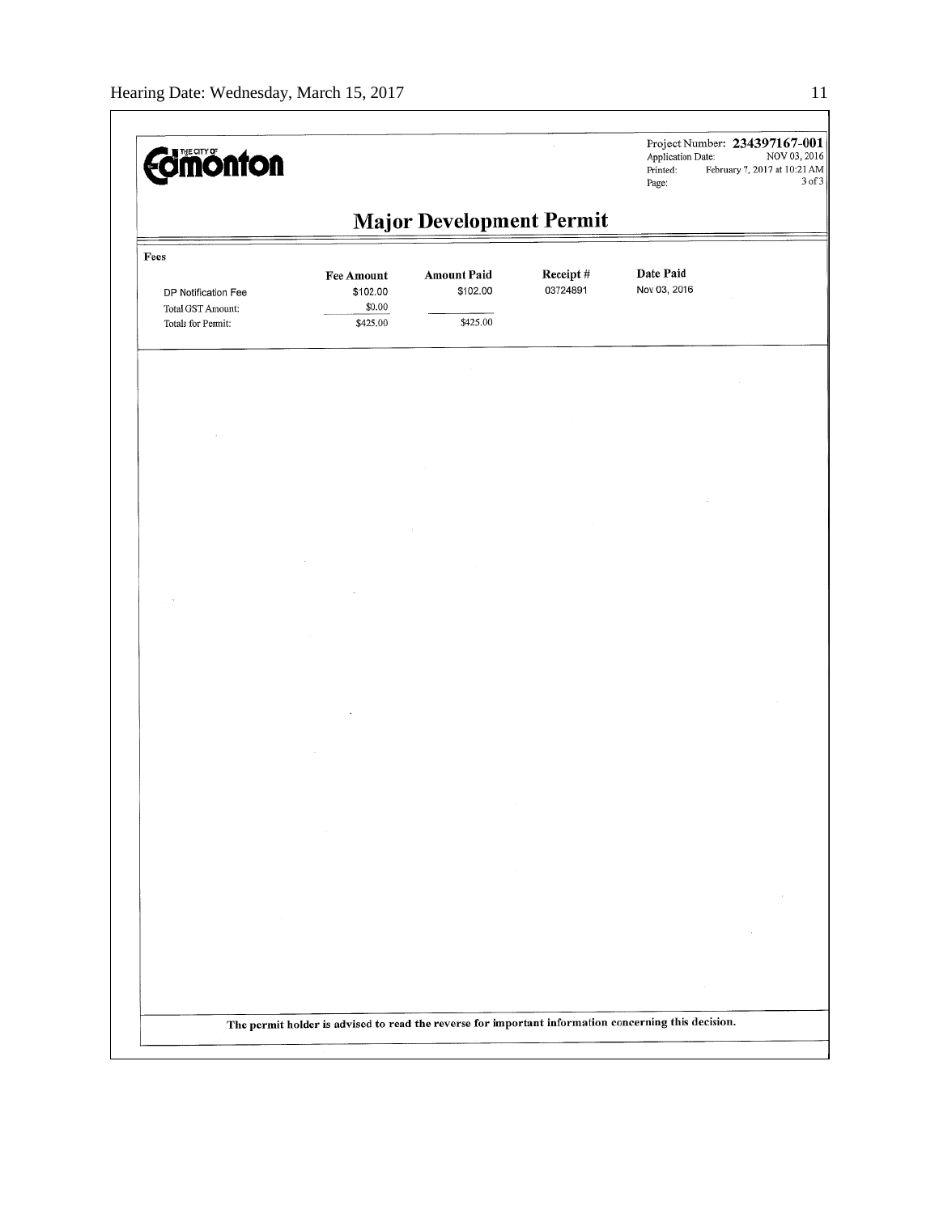THE CITY OF Edmonton

Project Number: **234397167-001**
Application Date: NOV 03, 2016
Printed: February 7, 2017 at 10:21 AM
Page: 3 of 3

# Major Development Permit

**Fees**

| | Fee Amount | Amount Paid | Receipt # | Date Paid |
|---|---|---|---|---|
| DP Notification Fee | $102.00 | $102.00 | 03724891 | Nov 03, 2016 |
| Total GST Amount: | $0.00 | | | |
| Totals for Permit: | $425.00 | $425.00 | | |

**The permit holder is advised to read the reverse for important information concerning this decision.**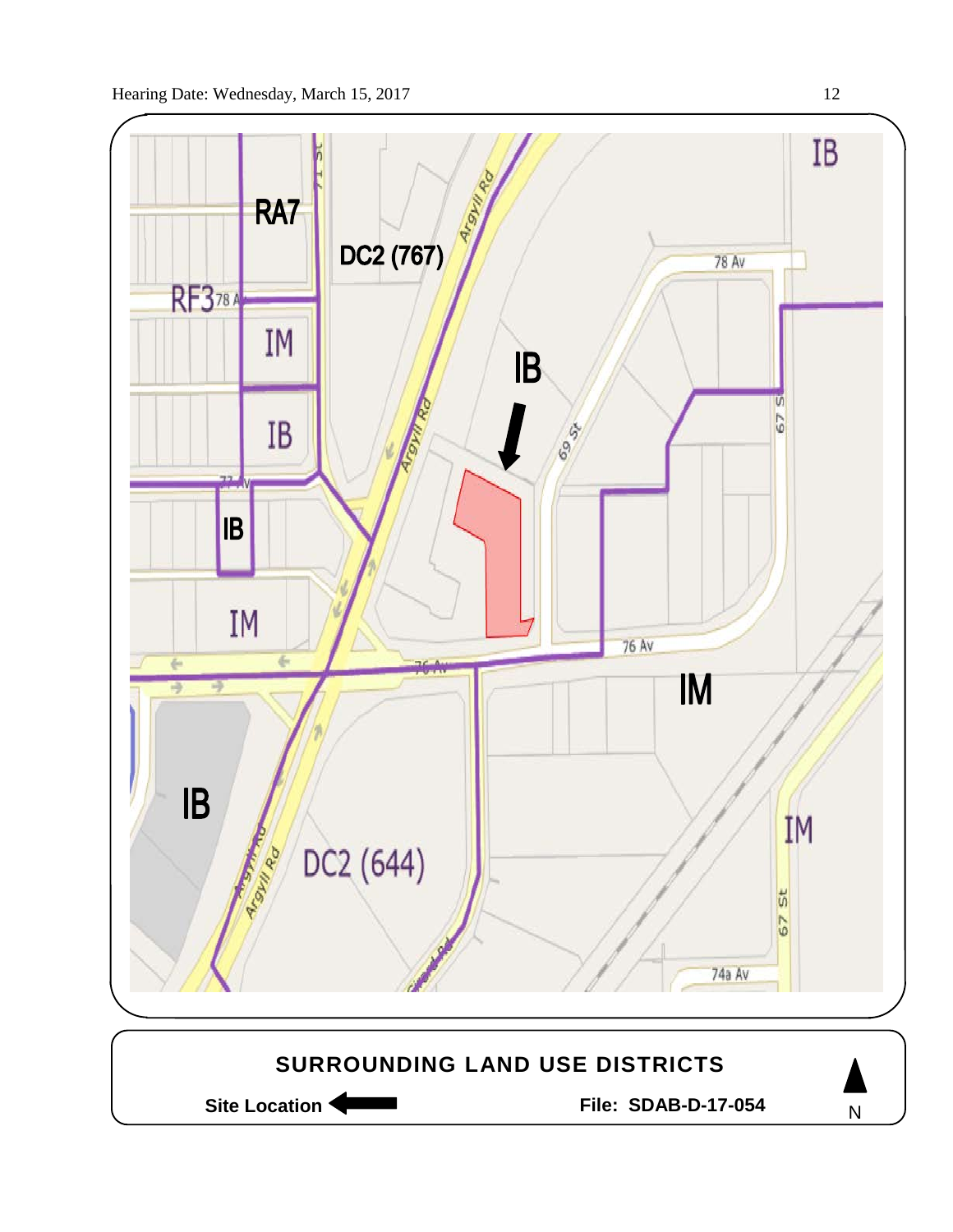IB

RA7

DC2 (767)

Argyll Rd

78 Av

RF3 78 Av

IM

IB

69 St

67 St

Argyll Rd

IB

77 Av

IB

IM

76 Av

76 Av

IM

IB

DC2 (644)

Argyll Rd

Argyll Rd

IM

67 St

74a Av

Girard Rd

71 St

**SURROUNDING LAND USE DISTRICTS**

**Site Location**

**File: SDAB-D-17-054**

N